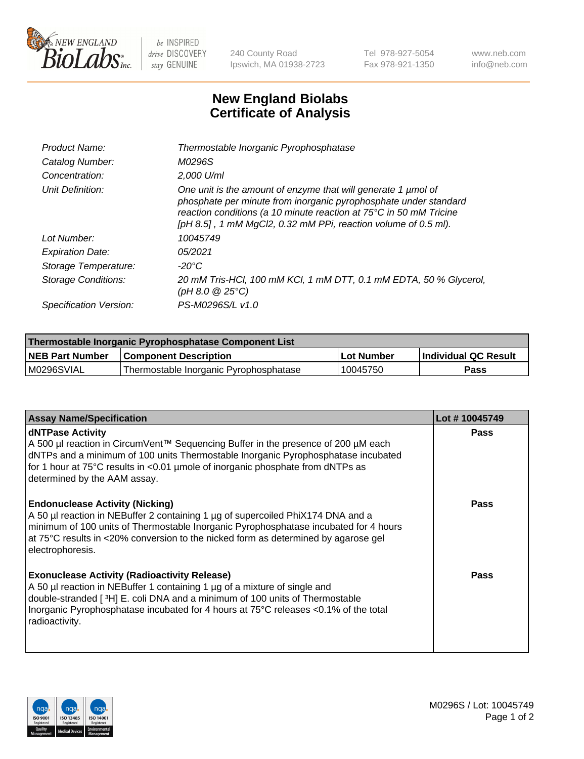New England Biolabs, Inc. — be INSPIRED drive DISCOVERY stay GENUINE

240 County Road
Ipswich, MA 01938-2723

Tel 978-927-5054
Fax 978-921-1350

www.neb.com
info@neb.com

# New England Biolabs
# Certificate of Analysis

| | |
|---|---|
| *Product Name:* | *Thermostable Inorganic Pyrophosphatase* |
| *Catalog Number:* | *M0296S* |
| *Concentration:* | *2,000 U/ml* |
| *Unit Definition:* | *One unit is the amount of enzyme that will generate 1 µmol of phosphate per minute from inorganic pyrophosphate under standard reaction conditions (a 10 minute reaction at 75°C in 50 mM Tricine [pH 8.5] , 1 mM MgCl2, 0.32 mM PPi, reaction volume of 0.5 ml).* |
| *Lot Number:* | *10045749* |
| *Expiration Date:* | *05/2021* |
| *Storage Temperature:* | *-20°C* |
| *Storage Conditions:* | *20 mM Tris-HCl, 100 mM KCl, 1 mM DTT, 0.1 mM EDTA, 50 % Glycerol, (pH 8.0 @ 25°C)* |
| *Specification Version:* | *PS-M0296S/L v1.0* |

| Thermostable Inorganic Pyrophosphatase Component List | | | |
|---|---|---|---|
| **NEB Part Number** | **Component Description** | **Lot Number** | **Individual QC Result** |
| M0296SVIAL | Thermostable Inorganic Pyrophosphatase | 10045750 | **Pass** |

| Assay Name/Specification | Lot # 10045749 |
|---|---|
| **dNTPase Activity**<br>A 500 µl reaction in CircumVent™ Sequencing Buffer in the presence of 200 µM each dNTPs and a minimum of 100 units Thermostable Inorganic Pyrophosphatase incubated for 1 hour at 75°C results in <0.01 µmole of inorganic phosphate from dNTPs as determined by the AAM assay. | **Pass** |
| **Endonuclease Activity (Nicking)**<br>A 50 µl reaction in NEBuffer 2 containing 1 µg of supercoiled PhiX174 DNA and a minimum of 100 units of Thermostable Inorganic Pyrophosphatase incubated for 4 hours at 75°C results in <20% conversion to the nicked form as determined by agarose gel electrophoresis. | **Pass** |
| **Exonuclease Activity (Radioactivity Release)**<br>A 50 µl reaction in NEBuffer 1 containing 1 µg of a mixture of single and double-stranded [ $^{3}$H] E. coli DNA and a minimum of 100 units of Thermostable Inorganic Pyrophosphatase incubated for 4 hours at 75°C releases <0.1% of the total radioactivity. | **Pass** |

ISO 9001 Registered Quality Management | ISO 13485 Registered Medical Devices | ISO 14001 Registered Environmental Management

M0296S / Lot: 10045749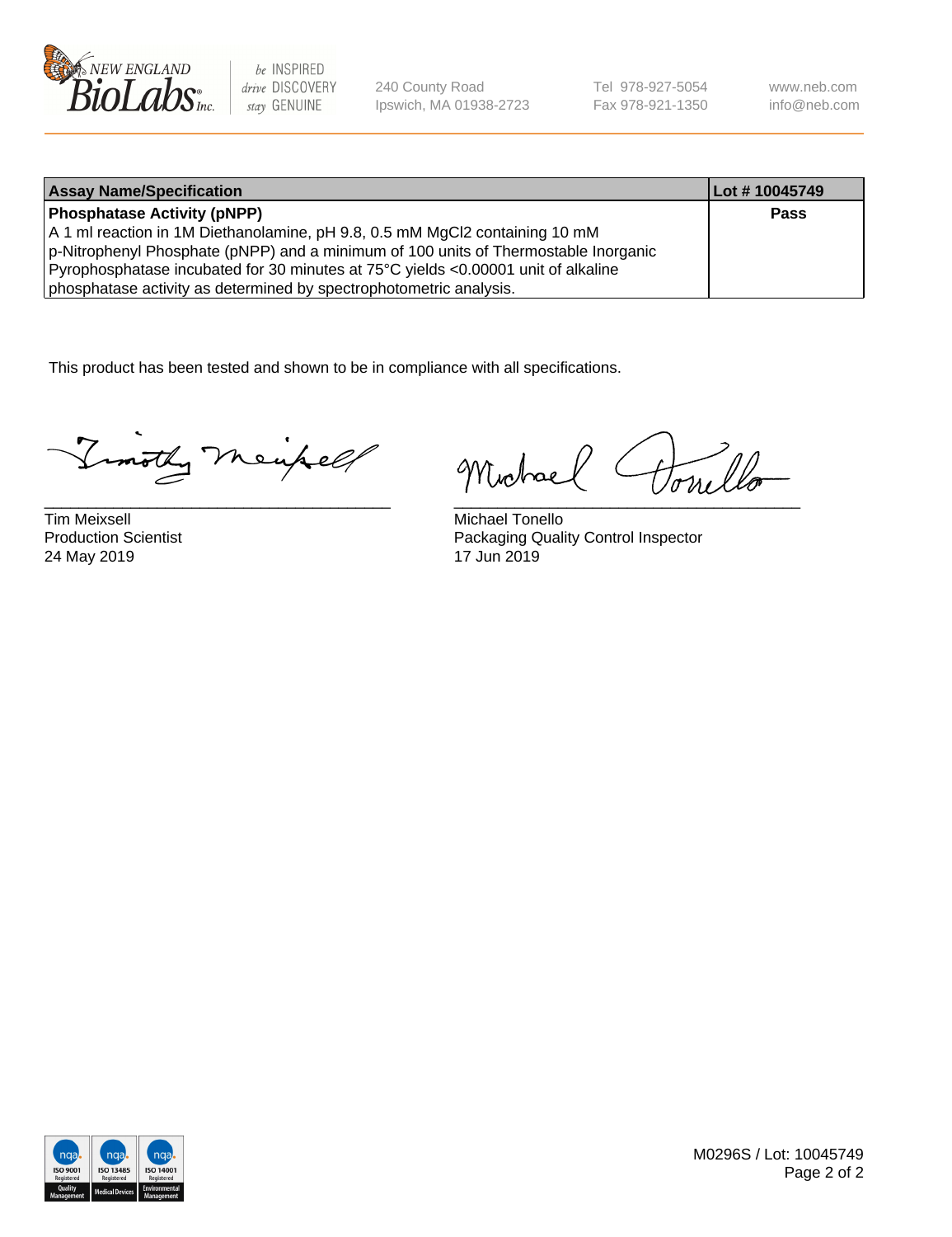New England BioLabs Inc. — be INSPIRED drive DISCOVERY stay GENUINE

240 County Road
Ipswich, MA 01938-2723

Tel 978-927-5054
Fax 978-921-1350

www.neb.com
info@neb.com

| Assay Name/Specification | Lot # 10045749 |
| --- | --- |
| **Phosphatase Activity (pNPP)**<br>A 1 ml reaction in 1M Diethanolamine, pH 9.8, 0.5 mM $MgCl_2$ containing 10 mM p-Nitrophenyl Phosphate (pNPP) and a minimum of 100 units of Thermostable Inorganic Pyrophosphatase incubated for 30 minutes at 75°C yields <0.00001 unit of alkaline phosphatase activity as determined by spectrophotometric analysis. | Pass |

This product has been tested and shown to be in compliance with all specifications.

Tim Meixsell
Production Scientist
24 May 2019

Michael Tonello
Packaging Quality Control Inspector
17 Jun 2019

M0296S / Lot: 10045749